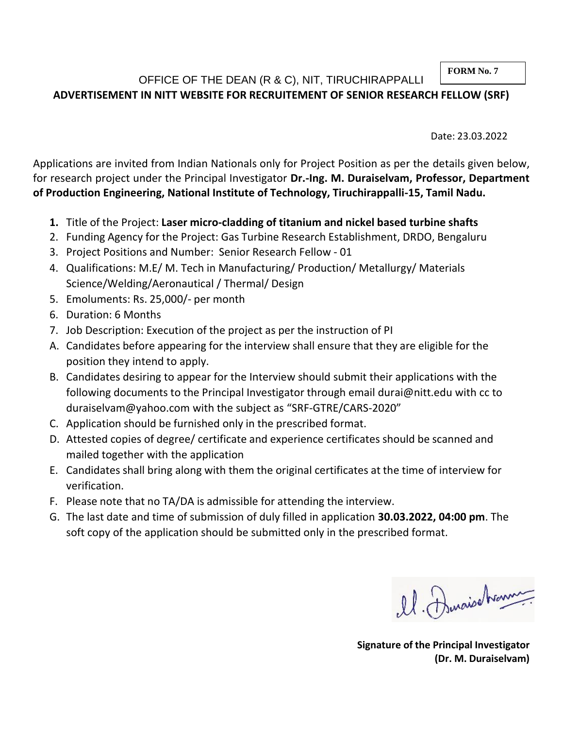**FORM No. 7**

OFFICE OF THE DEAN (R & C), NIT, TIRUCHIRAPPALLI

**ADVERTISEMENT IN NITT WEBSITE FOR RECRUITEMENT OF SENIOR RESEARCH FELLOW (SRF)**

Date: 23.03.2022

Applications are invited from Indian Nationals only for Project Position as per the details given below, for research project under the Principal Investigator **Dr.-Ing. M. Duraiselvam, Professor, Department of Production Engineering, National Institute of Technology, Tiruchirappalli-15, Tamil Nadu.**

1. Title of the Project: **Laser micro-cladding of titanium and nickel based turbine shafts**
2. Funding Agency for the Project: Gas Turbine Research Establishment, DRDO, Bengaluru
3. Project Positions and Number: Senior Research Fellow - 01
4. Qualifications: M.E/ M. Tech in Manufacturing/ Production/ Metallurgy/ Materials Science/Welding/Aeronautical / Thermal/ Design
5. Emoluments: Rs. 25,000/- per month
6. Duration: 6 Months
7. Job Description: Execution of the project as per the instruction of PI

A. Candidates before appearing for the interview shall ensure that they are eligible for the position they intend to apply.
B. Candidates desiring to appear for the Interview should submit their applications with the following documents to the Principal Investigator through email durai@nitt.edu with cc to duraiselvam@yahoo.com with the subject as "SRF-GTRE/CARS-2020"
C. Application should be furnished only in the prescribed format.
D. Attested copies of degree/ certificate and experience certificates should be scanned and mailed together with the application
E. Candidates shall bring along with them the original certificates at the time of interview for verification.
F. Please note that no TA/DA is admissible for attending the interview.
G. The last date and time of submission of duly filled in application **30.03.2022, 04:00 pm**. The soft copy of the application should be submitted only in the prescribed format.

**Signature of the Principal Investigator**
**(Dr. M. Duraiselvam)**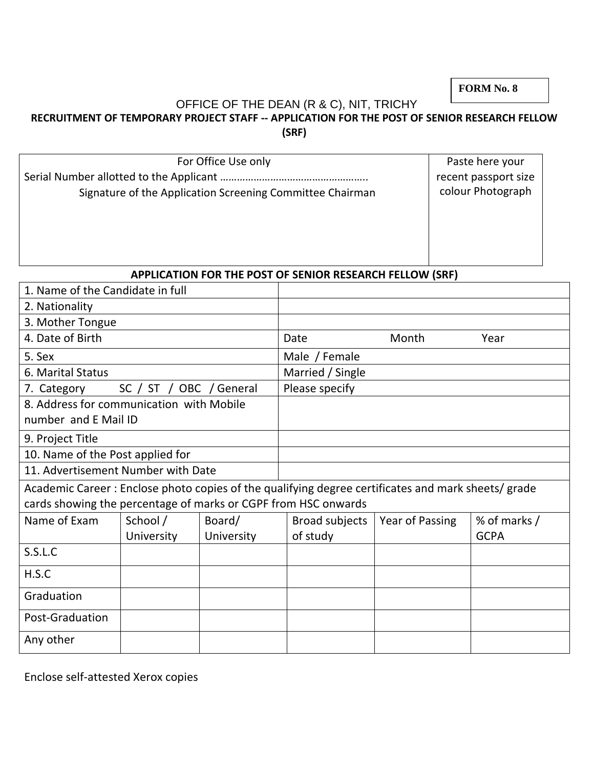**FORM No. 8**

OFFICE OF THE DEAN (R & C), NIT, TRICHY

**RECRUITMENT OF TEMPORARY PROJECT STAFF -- APPLICATION FOR THE POST OF SENIOR RESEARCH FELLOW (SRF)**

| For Office Use only<br>Serial Number allotted to the Applicant …………………………………………..<br>Signature of the Application Screening Committee Chairman | Paste here your recent passport size colour Photograph |
|---|---|

**APPLICATION FOR THE POST OF SENIOR RESEARCH FELLOW (SRF)**

| | |
|---|---|
| 1. Name of the Candidate in full | |
| 2. Nationality | |
| 3. Mother Tongue | |
| 4. Date of Birth | Date Month Year |
| 5. Sex | Male / Female |
| 6. Marital Status | Married / Single |
| 7. Category SC / ST / OBC / General | Please specify |
| 8. Address for communication with Mobile number and E Mail ID | |
| 9. Project Title | |
| 10. Name of the Post applied for | |
| 11. Advertisement Number with Date | |

Academic Career : Enclose photo copies of the qualifying degree certificates and mark sheets/ grade cards showing the percentage of marks or CGPF from HSC onwards

| Name of Exam | School / University | Board/ University | Broad subjects of study | Year of Passing | % of marks / GCPA |
|---|---|---|---|---|---|
| S.S.L.C | | | | | |
| H.S.C | | | | | |
| Graduation | | | | | |
| Post-Graduation | | | | | |
| Any other | | | | | |

Enclose self-attested Xerox copies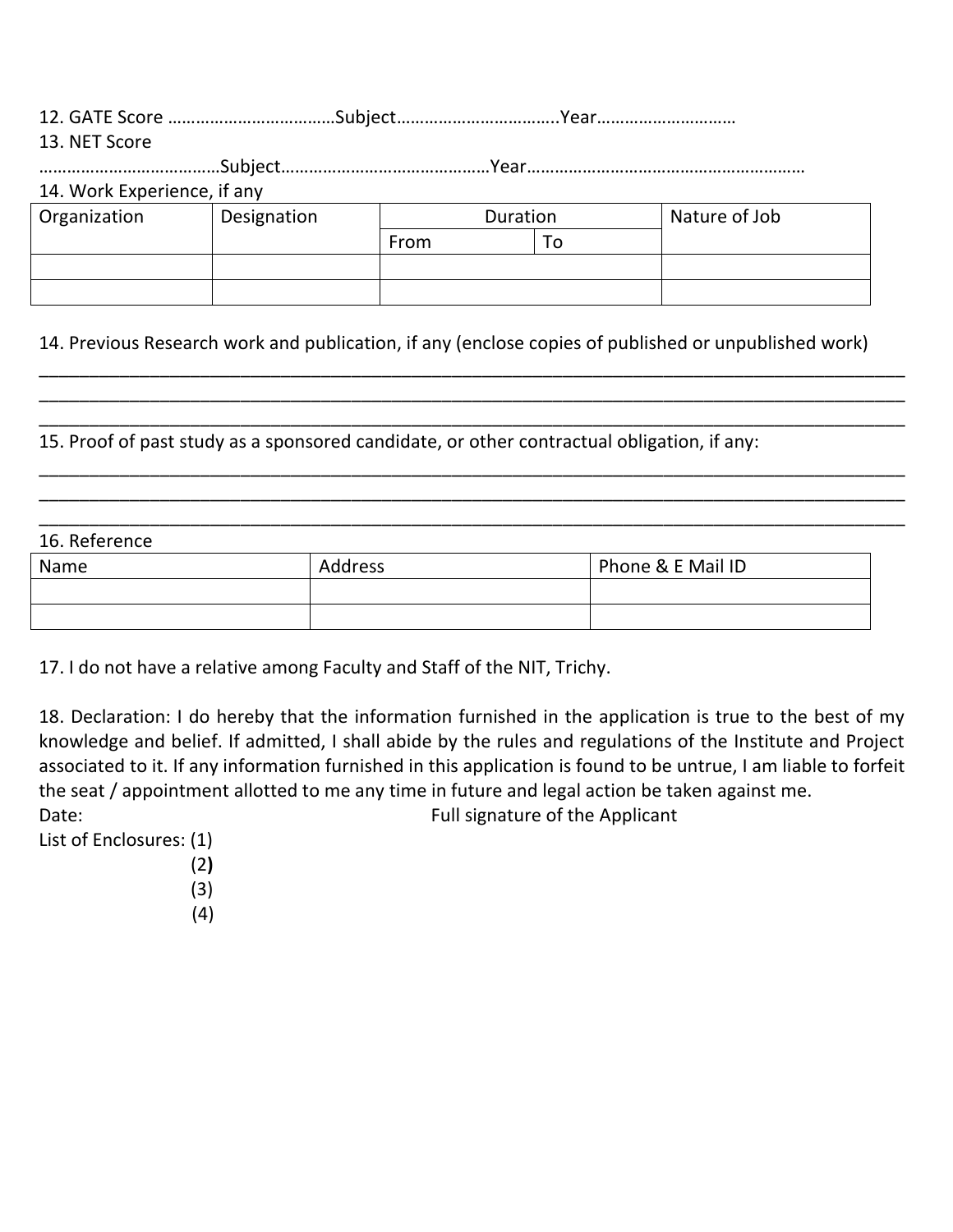12. GATE Score ………………………………Subject……………………………..Year…………………………

13. NET Score

…………………………………Subject………………………………………Year……………………………………………………

14. Work Experience, if any

| Organization | Designation | Duration | | Nature of Job |
|---|---|---|---|---|
| | | From | To | |
| | | | | |
| | | | | |

14. Previous Research work and publication, if any (enclose copies of published or unpublished work)

\_\_\_\_\_\_\_\_\_\_\_\_\_\_\_\_\_\_\_\_\_\_\_\_\_\_\_\_\_\_\_\_\_\_\_\_\_\_\_\_\_\_\_\_\_\_\_\_\_\_\_\_\_\_\_\_\_\_\_\_\_\_\_\_\_\_\_\_\_\_\_\_\_\_\_\_

\_\_\_\_\_\_\_\_\_\_\_\_\_\_\_\_\_\_\_\_\_\_\_\_\_\_\_\_\_\_\_\_\_\_\_\_\_\_\_\_\_\_\_\_\_\_\_\_\_\_\_\_\_\_\_\_\_\_\_\_\_\_\_\_\_\_\_\_\_\_\_\_\_\_\_\_

\_\_\_\_\_\_\_\_\_\_\_\_\_\_\_\_\_\_\_\_\_\_\_\_\_\_\_\_\_\_\_\_\_\_\_\_\_\_\_\_\_\_\_\_\_\_\_\_\_\_\_\_\_\_\_\_\_\_\_\_\_\_\_\_\_\_\_\_\_\_\_\_\_\_\_\_

15. Proof of past study as a sponsored candidate, or other contractual obligation, if any:

\_\_\_\_\_\_\_\_\_\_\_\_\_\_\_\_\_\_\_\_\_\_\_\_\_\_\_\_\_\_\_\_\_\_\_\_\_\_\_\_\_\_\_\_\_\_\_\_\_\_\_\_\_\_\_\_\_\_\_\_\_\_\_\_\_\_\_\_\_\_\_\_\_\_\_\_

\_\_\_\_\_\_\_\_\_\_\_\_\_\_\_\_\_\_\_\_\_\_\_\_\_\_\_\_\_\_\_\_\_\_\_\_\_\_\_\_\_\_\_\_\_\_\_\_\_\_\_\_\_\_\_\_\_\_\_\_\_\_\_\_\_\_\_\_\_\_\_\_\_\_\_\_

\_\_\_\_\_\_\_\_\_\_\_\_\_\_\_\_\_\_\_\_\_\_\_\_\_\_\_\_\_\_\_\_\_\_\_\_\_\_\_\_\_\_\_\_\_\_\_\_\_\_\_\_\_\_\_\_\_\_\_\_\_\_\_\_\_\_\_\_\_\_\_\_\_\_\_\_

16. Reference

| Name | Address | Phone & E Mail ID |
|---|---|---|
| | | |
| | | |

17. I do not have a relative among Faculty and Staff of the NIT, Trichy.

18. Declaration: I do hereby that the information furnished in the application is true to the best of my knowledge and belief. If admitted, I shall abide by the rules and regulations of the Institute and Project associated to it. If any information furnished in this application is found to be untrue, I am liable to forfeit the seat / appointment allotted to me any time in future and legal action be taken against me.

Date: Full signature of the Applicant

List of Enclosures: (1)

(2)

(3)

(4)